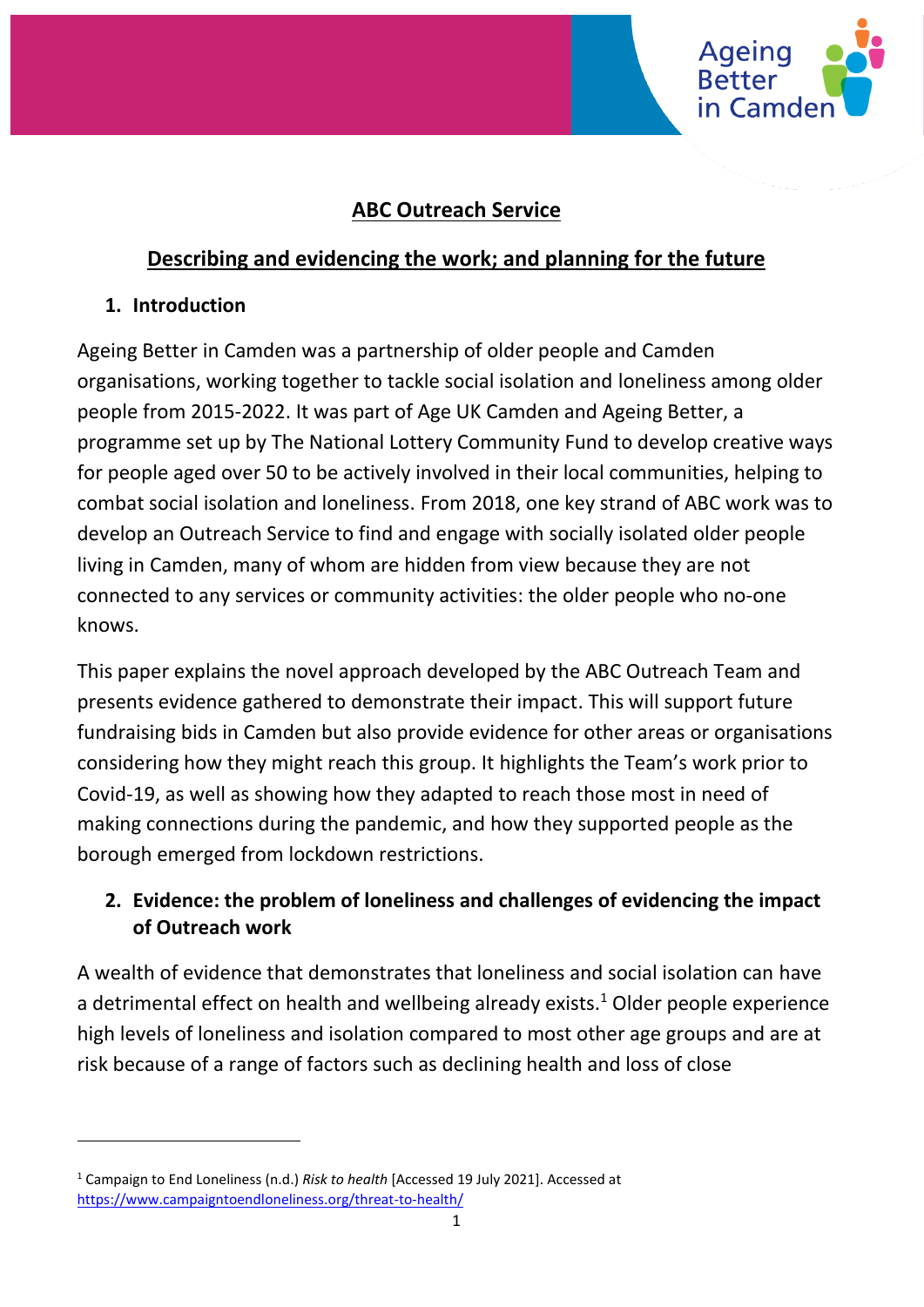# ABC Outreach Service

## Describing and evidencing the work; and planning for the future

### 1. Introduction

Ageing Better in Camden was a partnership of older people and Camden organisations, working together to tackle social isolation and loneliness among older people from 2015-2022. It was part of Age UK Camden and Ageing Better, a programme set up by The National Lottery Community Fund to develop creative ways for people aged over 50 to be actively involved in their local communities, helping to combat social isolation and loneliness. From 2018, one key strand of ABC work was to develop an Outreach Service to find and engage with socially isolated older people living in Camden, many of whom are hidden from view because they are not connected to any services or community activities: the older people who no-one knows.

This paper explains the novel approach developed by the ABC Outreach Team and presents evidence gathered to demonstrate their impact. This will support future fundraising bids in Camden but also provide evidence for other areas or organisations considering how they might reach this group. It highlights the Team's work prior to Covid-19, as well as showing how they adapted to reach those most in need of making connections during the pandemic, and how they supported people as the borough emerged from lockdown restrictions.

### 2. Evidence: the problem of loneliness and challenges of evidencing the impact of Outreach work

A wealth of evidence that demonstrates that loneliness and social isolation can have a detrimental effect on health and wellbeing already exists.[1] Older people experience high levels of loneliness and isolation compared to most other age groups and are at risk because of a range of factors such as declining health and loss of close

---

[1] Campaign to End Loneliness (n.d.) *Risk to health* [Accessed 19 July 2021]. Accessed at https://www.campaigntoendloneliness.org/threat-to-health/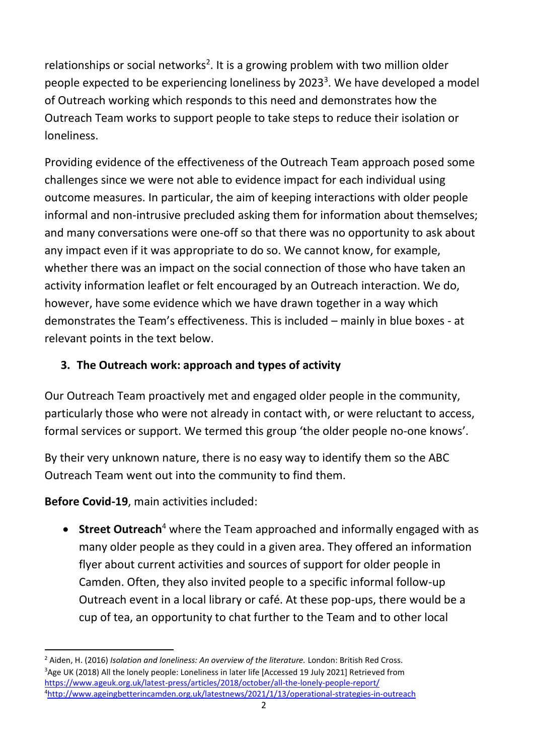relationships or social networks[2]. It is a growing problem with two million older people expected to be experiencing loneliness by 2023[3]. We have developed a model of Outreach working which responds to this need and demonstrates how the Outreach Team works to support people to take steps to reduce their isolation or loneliness.

Providing evidence of the effectiveness of the Outreach Team approach posed some challenges since we were not able to evidence impact for each individual using outcome measures. In particular, the aim of keeping interactions with older people informal and non-intrusive precluded asking them for information about themselves; and many conversations were one-off so that there was no opportunity to ask about any impact even if it was appropriate to do so. We cannot know, for example, whether there was an impact on the social connection of those who have taken an activity information leaflet or felt encouraged by an Outreach interaction. We do, however, have some evidence which we have drawn together in a way which demonstrates the Team's effectiveness. This is included – mainly in blue boxes - at relevant points in the text below.

## 3. The Outreach work: approach and types of activity

Our Outreach Team proactively met and engaged older people in the community, particularly those who were not already in contact with, or were reluctant to access, formal services or support. We termed this group 'the older people no-one knows'.

By their very unknown nature, there is no easy way to identify them so the ABC Outreach Team went out into the community to find them.

**Before Covid-19**, main activities included:

- **Street Outreach**[4] where the Team approached and informally engaged with as many older people as they could in a given area. They offered an information flyer about current activities and sources of support for older people in Camden. Often, they also invited people to a specific informal follow-up Outreach event in a local library or café. At these pop-ups, there would be a cup of tea, an opportunity to chat further to the Team and to other local

---

[2] Aiden, H. (2016) *Isolation and loneliness: An overview of the literature.* London: British Red Cross.

[3] Age UK (2018) All the lonely people: Loneliness in later life [Accessed 19 July 2021] Retrieved from https://www.ageuk.org.uk/latest-press/articles/2018/october/all-the-lonely-people-report/

[4] http://www.ageingbetterincamden.org.uk/latestnews/2021/1/13/operational-strategies-in-outreach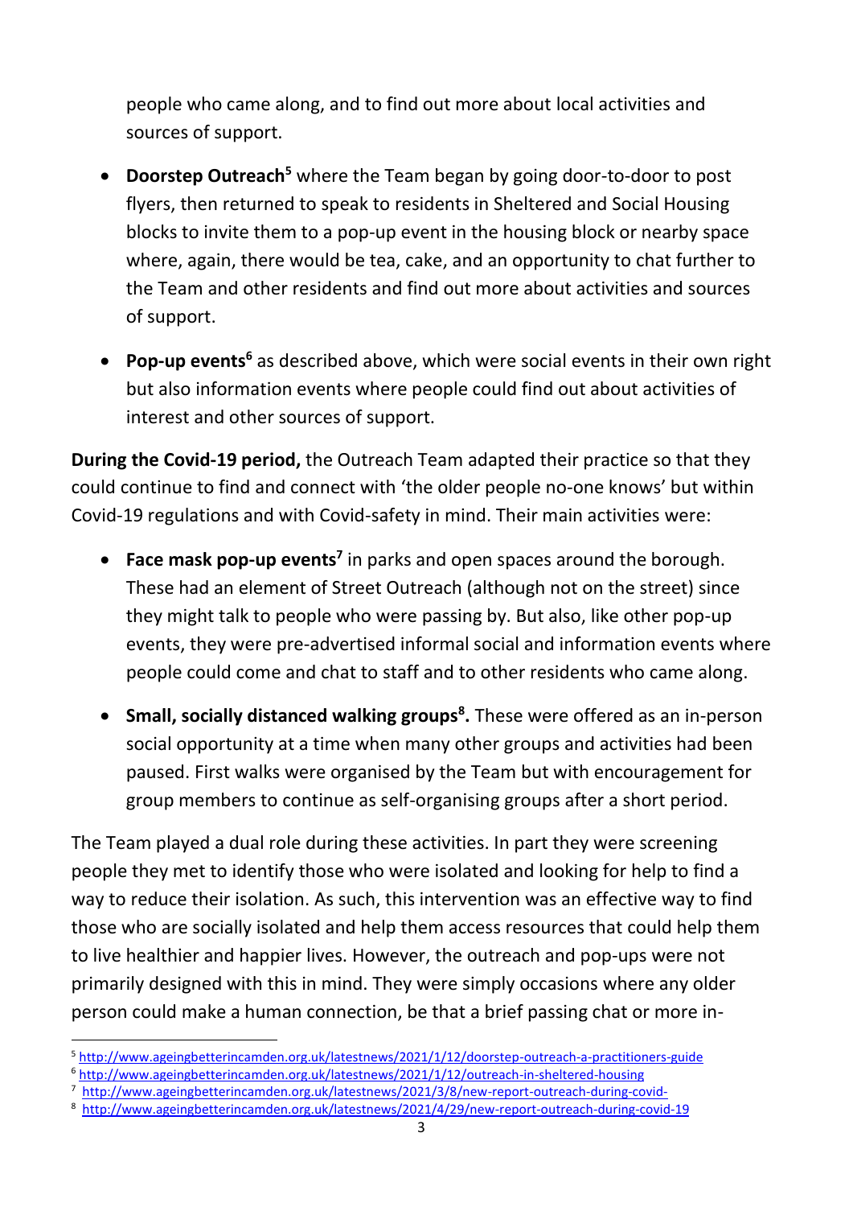people who came along, and to find out more about local activities and sources of support.

- **Doorstep Outreach**[5] where the Team began by going door-to-door to post flyers, then returned to speak to residents in Sheltered and Social Housing blocks to invite them to a pop-up event in the housing block or nearby space where, again, there would be tea, cake, and an opportunity to chat further to the Team and other residents and find out more about activities and sources of support.
- **Pop-up events**[6] as described above, which were social events in their own right but also information events where people could find out about activities of interest and other sources of support.

**During the Covid-19 period,** the Outreach Team adapted their practice so that they could continue to find and connect with 'the older people no-one knows' but within Covid-19 regulations and with Covid-safety in mind. Their main activities were:

- **Face mask pop-up events**[7] in parks and open spaces around the borough. These had an element of Street Outreach (although not on the street) since they might talk to people who were passing by. But also, like other pop-up events, they were pre-advertised informal social and information events where people could come and chat to staff and to other residents who came along.
- **Small, socially distanced walking groups**[8]**.** These were offered as an in-person social opportunity at a time when many other groups and activities had been paused. First walks were organised by the Team but with encouragement for group members to continue as self-organising groups after a short period.

The Team played a dual role during these activities. In part they were screening people they met to identify those who were isolated and looking for help to find a way to reduce their isolation. As such, this intervention was an effective way to find those who are socially isolated and help them access resources that could help them to live healthier and happier lives. However, the outreach and pop-ups were not primarily designed with this in mind. They were simply occasions where any older person could make a human connection, be that a brief passing chat or more in-

---

[5] http://www.ageingbetterincamden.org.uk/latestnews/2021/1/12/doorstep-outreach-a-practitioners-guide

[6] http://www.ageingbetterincamden.org.uk/latestnews/2021/1/12/outreach-in-sheltered-housing

[7] http://www.ageingbetterincamden.org.uk/latestnews/2021/3/8/new-report-outreach-during-covid-

[8] http://www.ageingbetterincamden.org.uk/latestnews/2021/4/29/new-report-outreach-during-covid-19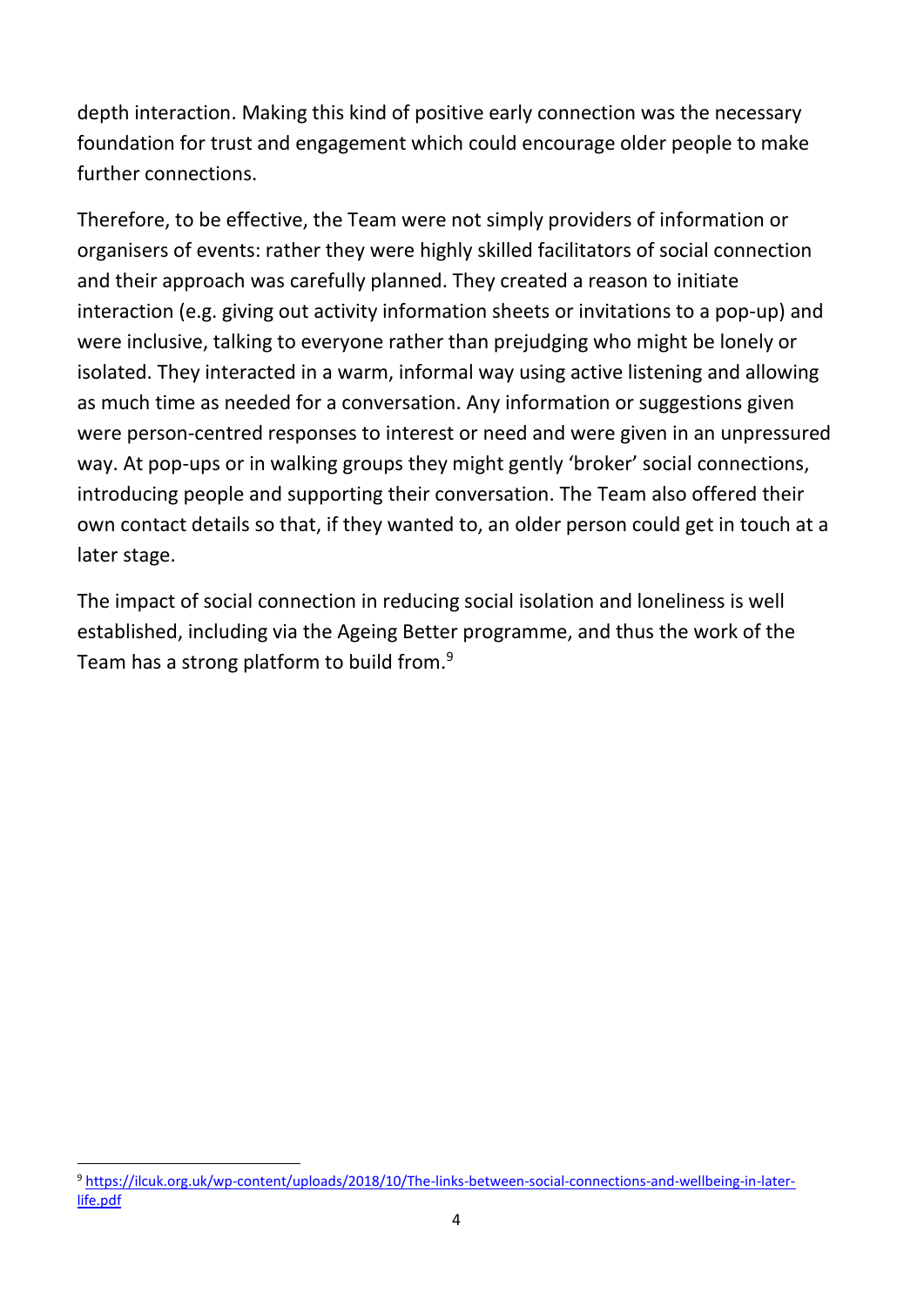depth interaction. Making this kind of positive early connection was the necessary foundation for trust and engagement which could encourage older people to make further connections.

Therefore, to be effective, the Team were not simply providers of information or organisers of events: rather they were highly skilled facilitators of social connection and their approach was carefully planned. They created a reason to initiate interaction (e.g. giving out activity information sheets or invitations to a pop-up) and were inclusive, talking to everyone rather than prejudging who might be lonely or isolated. They interacted in a warm, informal way using active listening and allowing as much time as needed for a conversation. Any information or suggestions given were person-centred responses to interest or need and were given in an unpressured way. At pop-ups or in walking groups they might gently 'broker' social connections, introducing people and supporting their conversation. The Team also offered their own contact details so that, if they wanted to, an older person could get in touch at a later stage.

The impact of social connection in reducing social isolation and loneliness is well established, including via the Ageing Better programme, and thus the work of the Team has a strong platform to build from.[9]

---

[9] https://ilcuk.org.uk/wp-content/uploads/2018/10/The-links-between-social-connections-and-wellbeing-in-later-life.pdf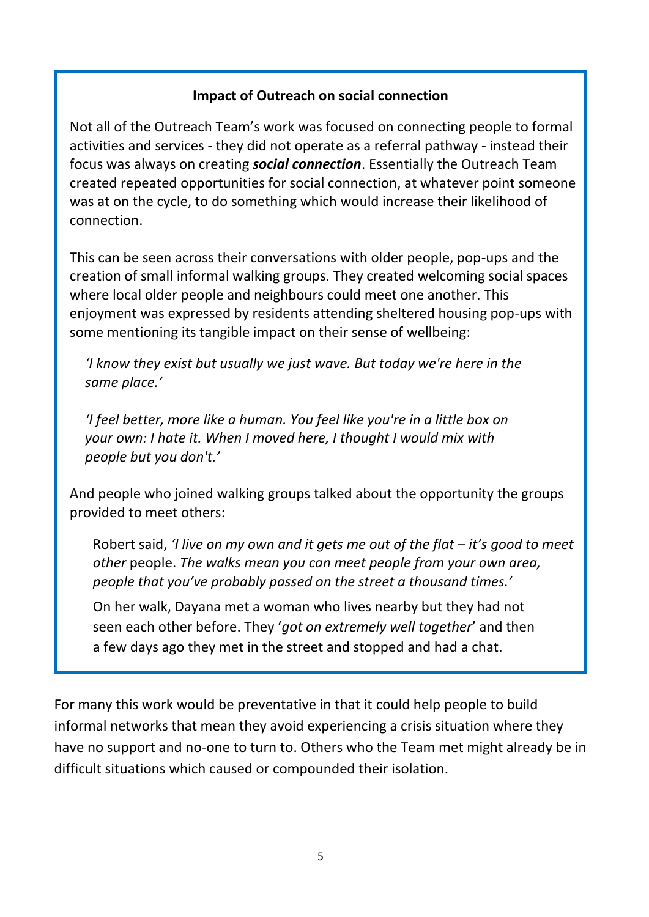### Impact of Outreach on social connection

Not all of the Outreach Team's work was focused on connecting people to formal activities and services - they did not operate as a referral pathway - instead their focus was always on creating ***social connection***. Essentially the Outreach Team created repeated opportunities for social connection, at whatever point someone was at on the cycle, to do something which would increase their likelihood of connection.

This can be seen across their conversations with older people, pop-ups and the creation of small informal walking groups. They created welcoming social spaces where local older people and neighbours could meet one another. This enjoyment was expressed by residents attending sheltered housing pop-ups with some mentioning its tangible impact on their sense of wellbeing:

> *'I know they exist but usually we just wave. But today we're here in the same place.'*
>
> *'I feel better, more like a human. You feel like you're in a little box on your own: I hate it. When I moved here, I thought I would mix with people but you don't.'*

And people who joined walking groups talked about the opportunity the groups provided to meet others:

> Robert said, *'I live on my own and it gets me out of the flat – it's good to meet other* people. *The walks mean you can meet people from your own area, people that you've probably passed on the street a thousand times.'*
>
> On her walk, Dayana met a woman who lives nearby but they had not seen each other before. They '*got on extremely well together*' and then a few days ago they met in the street and stopped and had a chat.

For many this work would be preventative in that it could help people to build informal networks that mean they avoid experiencing a crisis situation where they have no support and no-one to turn to. Others who the Team met might already be in difficult situations which caused or compounded their isolation.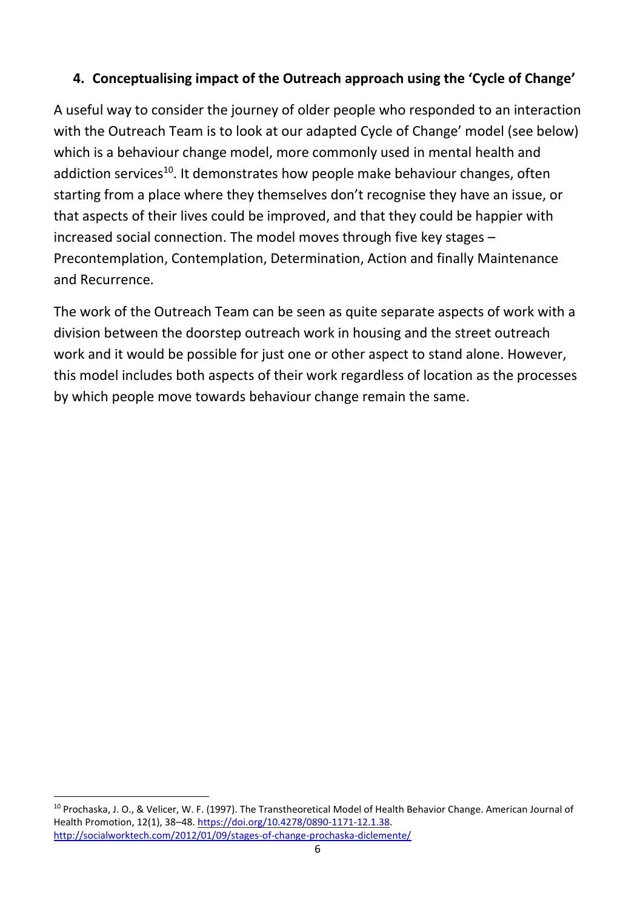## 4. Conceptualising impact of the Outreach approach using the 'Cycle of Change'

A useful way to consider the journey of older people who responded to an interaction with the Outreach Team is to look at our adapted Cycle of Change' model (see below) which is a behaviour change model, more commonly used in mental health and addiction services[10]. It demonstrates how people make behaviour changes, often starting from a place where they themselves don't recognise they have an issue, or that aspects of their lives could be improved, and that they could be happier with increased social connection. The model moves through five key stages – Precontemplation, Contemplation, Determination, Action and finally Maintenance and Recurrence.

The work of the Outreach Team can be seen as quite separate aspects of work with a division between the doorstep outreach work in housing and the street outreach work and it would be possible for just one or other aspect to stand alone. However, this model includes both aspects of their work regardless of location as the processes by which people move towards behaviour change remain the same.

---

[10] Prochaska, J. O., & Velicer, W. F. (1997). The Transtheoretical Model of Health Behavior Change. American Journal of Health Promotion, 12(1), 38–48. https://doi.org/10.4278/0890-1171-12.1.38. http://socialworktech.com/2012/01/09/stages-of-change-prochaska-diclemente/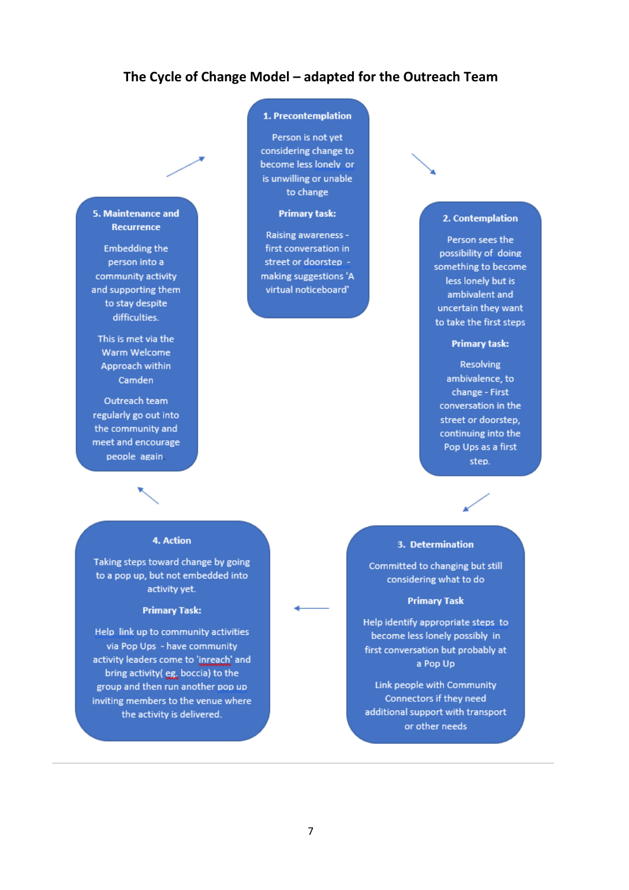## The Cycle of Change Model – adapted for the Outreach Team

**1. Precontemplation**

Person is not yet considering change to become less lonely or is unwilling or unable to change

**Primary task:**

Raising awareness - first conversation in street or doorstep - making suggestions 'A virtual noticeboard'

**2. Contemplation**

Person sees the possibility of doing something to become less lonely but is ambivalent and uncertain they want to take the first steps

**Primary task:**

Resolving ambivalence, to change - First conversation in the street or doorstep, continuing into the Pop Ups as a first step.

**3. Determination**

Committed to changing but still considering what to do

**Primary Task**

Help identify appropriate steps to become less lonely possibly in first conversation but probably at a Pop Up

Link people with Community Connectors if they need additional support with transport or other needs

**4. Action**

Taking steps toward change by going to a pop up, but not embedded into activity yet.

**Primary Task:**

Help link up to community activities via Pop Ups - have community activity leaders come to 'inreach' and bring activity( eg. boccia) to the group and then run another pop up inviting members to the venue where the activity is delivered.

**5. Maintenance and Recurrence**

Embedding the person into a community activity and supporting them to stay despite difficulties.

This is met via the Warm Welcome Approach within Camden

Outreach team regularly go out into the community and meet and encourage people again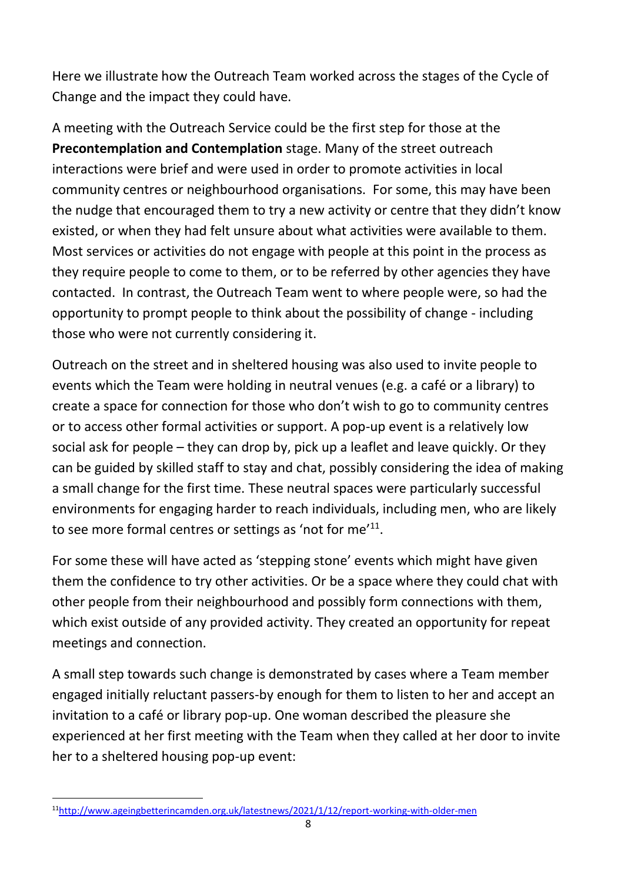Here we illustrate how the Outreach Team worked across the stages of the Cycle of Change and the impact they could have.

A meeting with the Outreach Service could be the first step for those at the **Precontemplation and Contemplation** stage. Many of the street outreach interactions were brief and were used in order to promote activities in local community centres or neighbourhood organisations. For some, this may have been the nudge that encouraged them to try a new activity or centre that they didn't know existed, or when they had felt unsure about what activities were available to them. Most services or activities do not engage with people at this point in the process as they require people to come to them, or to be referred by other agencies they have contacted. In contrast, the Outreach Team went to where people were, so had the opportunity to prompt people to think about the possibility of change - including those who were not currently considering it.

Outreach on the street and in sheltered housing was also used to invite people to events which the Team were holding in neutral venues (e.g. a café or a library) to create a space for connection for those who don't wish to go to community centres or to access other formal activities or support. A pop-up event is a relatively low social ask for people – they can drop by, pick up a leaflet and leave quickly. Or they can be guided by skilled staff to stay and chat, possibly considering the idea of making a small change for the first time. These neutral spaces were particularly successful environments for engaging harder to reach individuals, including men, who are likely to see more formal centres or settings as 'not for me'[11].

For some these will have acted as 'stepping stone' events which might have given them the confidence to try other activities. Or be a space where they could chat with other people from their neighbourhood and possibly form connections with them, which exist outside of any provided activity. They created an opportunity for repeat meetings and connection.

A small step towards such change is demonstrated by cases where a Team member engaged initially reluctant passers-by enough for them to listen to her and accept an invitation to a café or library pop-up. One woman described the pleasure she experienced at her first meeting with the Team when they called at her door to invite her to a sheltered housing pop-up event:

---

[11] http://www.ageingbetterincamden.org.uk/latestnews/2021/1/12/report-working-with-older-men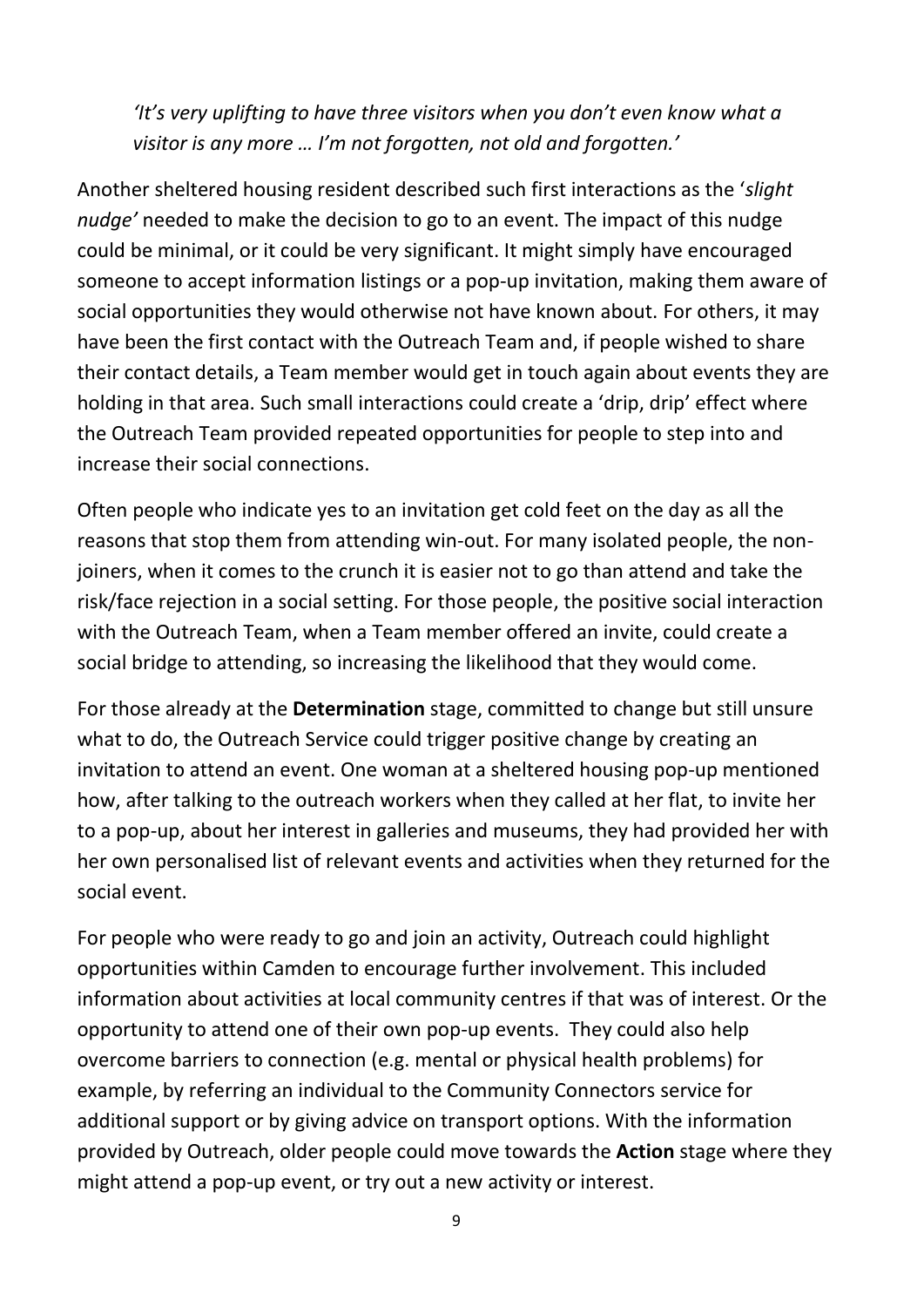*'It's very uplifting to have three visitors when you don't even know what a visitor is any more … I'm not forgotten, not old and forgotten.'*

Another sheltered housing resident described such first interactions as the '*slight nudge'* needed to make the decision to go to an event. The impact of this nudge could be minimal, or it could be very significant. It might simply have encouraged someone to accept information listings or a pop-up invitation, making them aware of social opportunities they would otherwise not have known about. For others, it may have been the first contact with the Outreach Team and, if people wished to share their contact details, a Team member would get in touch again about events they are holding in that area. Such small interactions could create a 'drip, drip' effect where the Outreach Team provided repeated opportunities for people to step into and increase their social connections.

Often people who indicate yes to an invitation get cold feet on the day as all the reasons that stop them from attending win-out. For many isolated people, the non-joiners, when it comes to the crunch it is easier not to go than attend and take the risk/face rejection in a social setting. For those people, the positive social interaction with the Outreach Team, when a Team member offered an invite, could create a social bridge to attending, so increasing the likelihood that they would come.

For those already at the **Determination** stage, committed to change but still unsure what to do, the Outreach Service could trigger positive change by creating an invitation to attend an event. One woman at a sheltered housing pop-up mentioned how, after talking to the outreach workers when they called at her flat, to invite her to a pop-up, about her interest in galleries and museums, they had provided her with her own personalised list of relevant events and activities when they returned for the social event.

For people who were ready to go and join an activity, Outreach could highlight opportunities within Camden to encourage further involvement. This included information about activities at local community centres if that was of interest. Or the opportunity to attend one of their own pop-up events. They could also help overcome barriers to connection (e.g. mental or physical health problems) for example, by referring an individual to the Community Connectors service for additional support or by giving advice on transport options. With the information provided by Outreach, older people could move towards the **Action** stage where they might attend a pop-up event, or try out a new activity or interest.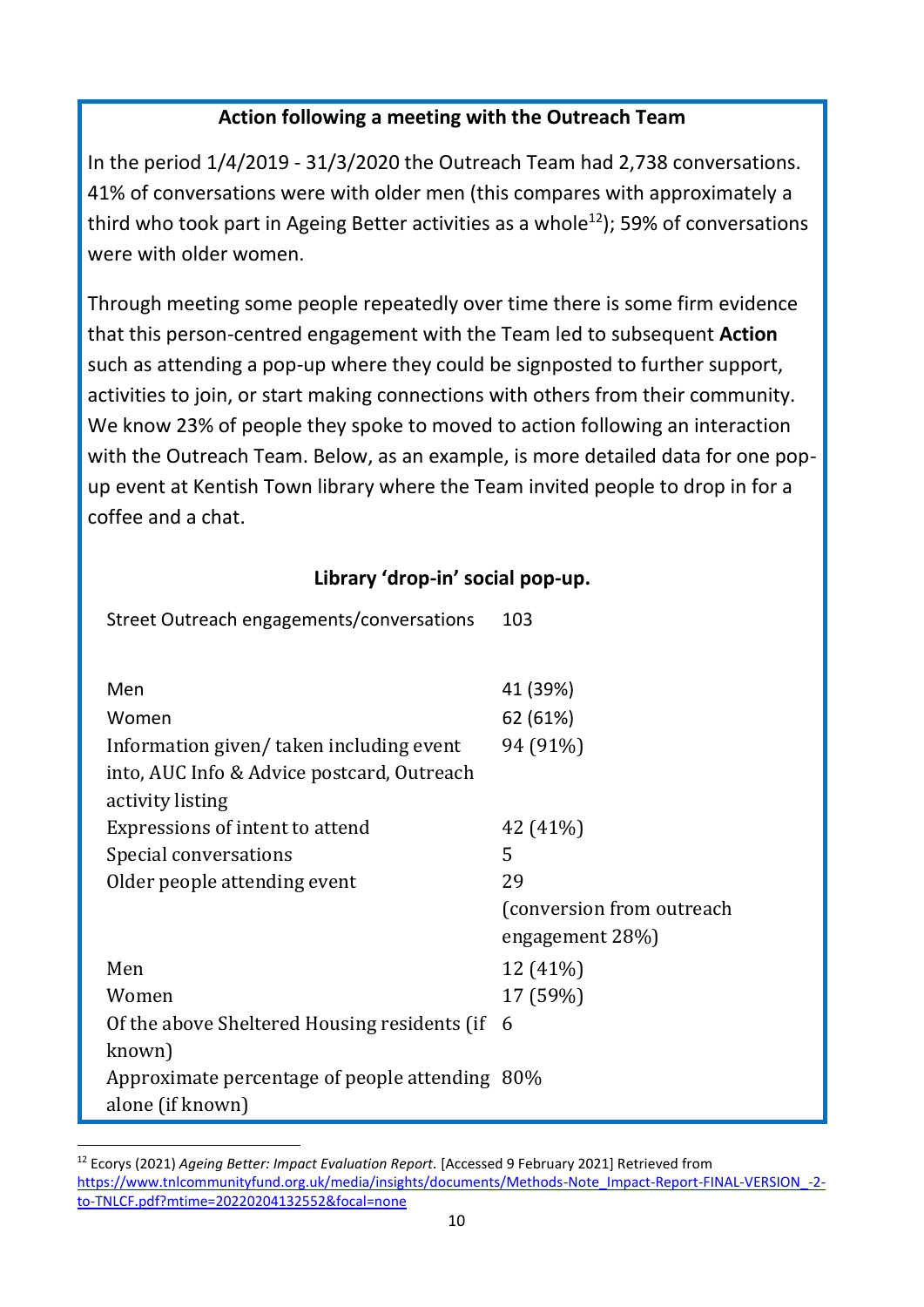**Action following a meeting with the Outreach Team**

In the period 1/4/2019 - 31/3/2020 the Outreach Team had 2,738 conversations. 41% of conversations were with older men (this compares with approximately a third who took part in Ageing Better activities as a whole[12]); 59% of conversations were with older women.

Through meeting some people repeatedly over time there is some firm evidence that this person-centred engagement with the Team led to subsequent **Action** such as attending a pop-up where they could be signposted to further support, activities to join, or start making connections with others from their community. We know 23% of people they spoke to moved to action following an interaction with the Outreach Team. Below, as an example, is more detailed data for one pop-up event at Kentish Town library where the Team invited people to drop in for a coffee and a chat.

**Library 'drop-in' social pop-up.**

| | |
|---|---|
| Street Outreach engagements/conversations | 103 |
| Men | 41 (39%) |
| Women | 62 (61%) |
| Information given/ taken including event into, AUC Info & Advice postcard, Outreach activity listing | 94 (91%) |
| Expressions of intent to attend | 42 (41%) |
| Special conversations | 5 |
| Older people attending event | 29 (conversion from outreach engagement 28%) |
| Men | 12 (41%) |
| Women | 17 (59%) |
| Of the above Sheltered Housing residents (if known) | 6 |
| Approximate percentage of people attending alone (if known) | 80% |

[12] Ecorys (2021) *Ageing Better: Impact Evaluation Report*. [Accessed 9 February 2021] Retrieved from https://www.tnlcommunityfund.org.uk/media/insights/documents/Methods-Note_Impact-Report-FINAL-VERSION_-2-to-TNLCF.pdf?mtime=20220204132552&focal=none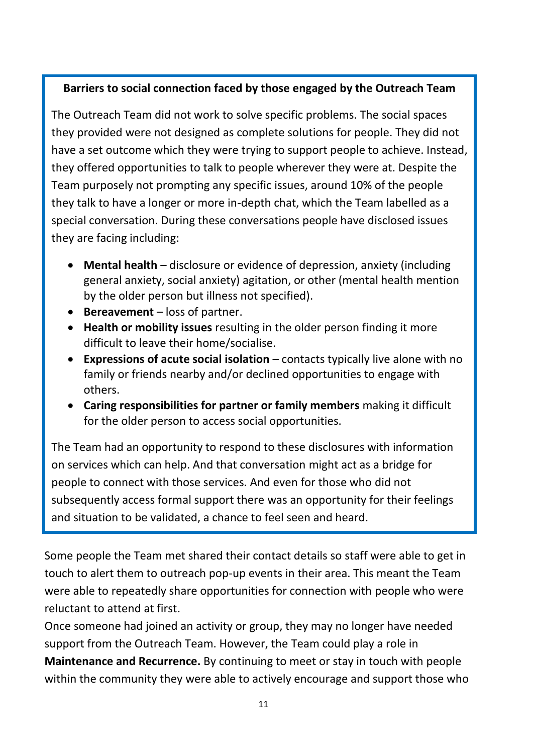**Barriers to social connection faced by those engaged by the Outreach Team**

The Outreach Team did not work to solve specific problems. The social spaces they provided were not designed as complete solutions for people. They did not have a set outcome which they were trying to support people to achieve. Instead, they offered opportunities to talk to people wherever they were at. Despite the Team purposely not prompting any specific issues, around 10% of the people they talk to have a longer or more in-depth chat, which the Team labelled as a special conversation. During these conversations people have disclosed issues they are facing including:

- **Mental health** – disclosure or evidence of depression, anxiety (including general anxiety, social anxiety) agitation, or other (mental health mention by the older person but illness not specified).
- **Bereavement** – loss of partner.
- **Health or mobility issues** resulting in the older person finding it more difficult to leave their home/socialise.
- **Expressions of acute social isolation** – contacts typically live alone with no family or friends nearby and/or declined opportunities to engage with others.
- **Caring responsibilities for partner or family members** making it difficult for the older person to access social opportunities.

The Team had an opportunity to respond to these disclosures with information on services which can help. And that conversation might act as a bridge for people to connect with those services. And even for those who did not subsequently access formal support there was an opportunity for their feelings and situation to be validated, a chance to feel seen and heard.

Some people the Team met shared their contact details so staff were able to get in touch to alert them to outreach pop-up events in their area. This meant the Team were able to repeatedly share opportunities for connection with people who were reluctant to attend at first.

Once someone had joined an activity or group, they may no longer have needed support from the Outreach Team. However, the Team could play a role in **Maintenance and Recurrence.** By continuing to meet or stay in touch with people within the community they were able to actively encourage and support those who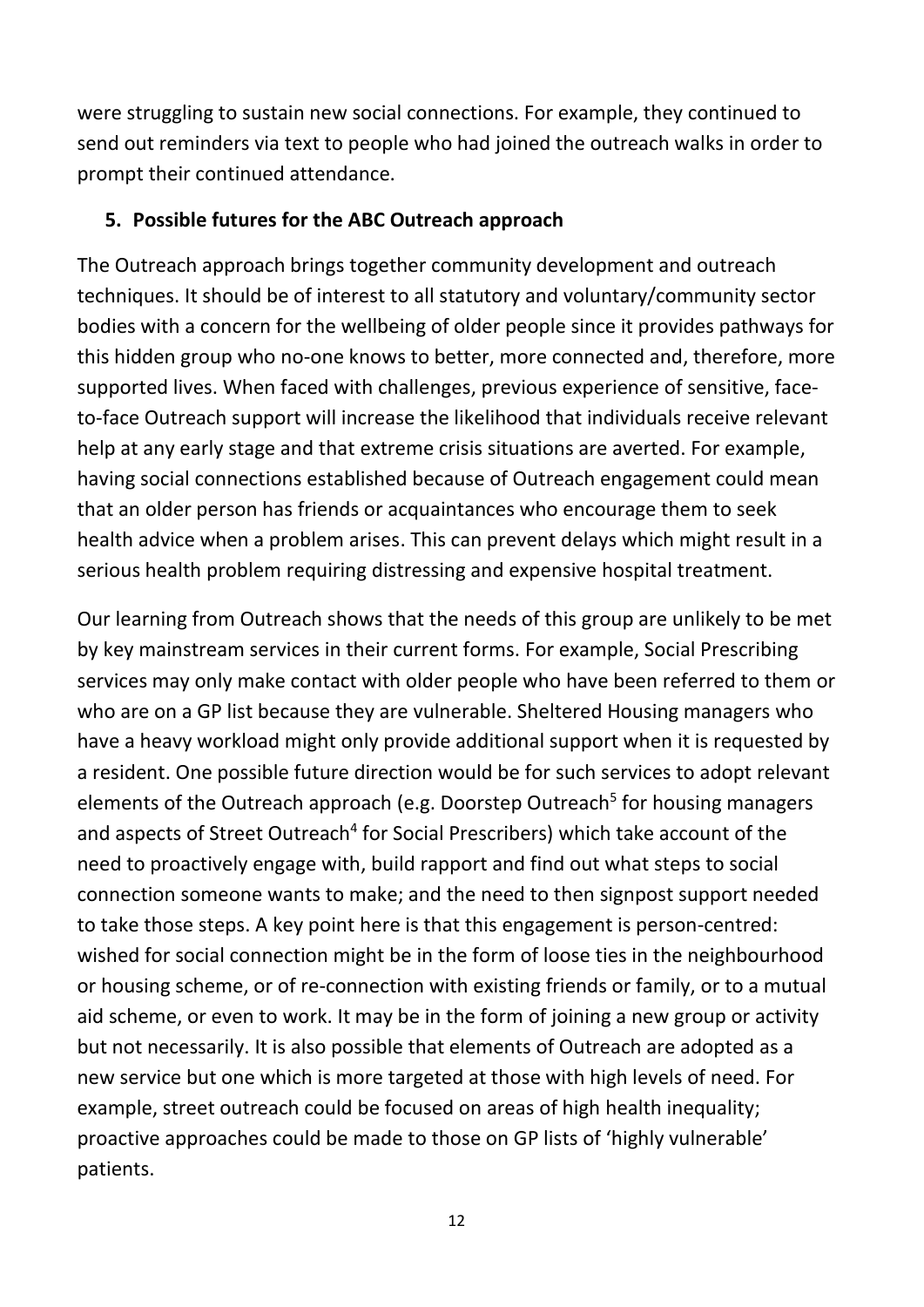were struggling to sustain new social connections. For example, they continued to send out reminders via text to people who had joined the outreach walks in order to prompt their continued attendance.

## 5. Possible futures for the ABC Outreach approach

The Outreach approach brings together community development and outreach techniques. It should be of interest to all statutory and voluntary/community sector bodies with a concern for the wellbeing of older people since it provides pathways for this hidden group who no-one knows to better, more connected and, therefore, more supported lives. When faced with challenges, previous experience of sensitive, face-to-face Outreach support will increase the likelihood that individuals receive relevant help at any early stage and that extreme crisis situations are averted. For example, having social connections established because of Outreach engagement could mean that an older person has friends or acquaintances who encourage them to seek health advice when a problem arises. This can prevent delays which might result in a serious health problem requiring distressing and expensive hospital treatment.

Our learning from Outreach shows that the needs of this group are unlikely to be met by key mainstream services in their current forms. For example, Social Prescribing services may only make contact with older people who have been referred to them or who are on a GP list because they are vulnerable. Sheltered Housing managers who have a heavy workload might only provide additional support when it is requested by a resident. One possible future direction would be for such services to adopt relevant elements of the Outreach approach (e.g. Doorstep Outreach[5] for housing managers and aspects of Street Outreach[4] for Social Prescribers) which take account of the need to proactively engage with, build rapport and find out what steps to social connection someone wants to make; and the need to then signpost support needed to take those steps. A key point here is that this engagement is person-centred: wished for social connection might be in the form of loose ties in the neighbourhood or housing scheme, or of re-connection with existing friends or family, or to a mutual aid scheme, or even to work. It may be in the form of joining a new group or activity but not necessarily. It is also possible that elements of Outreach are adopted as a new service but one which is more targeted at those with high levels of need. For example, street outreach could be focused on areas of high health inequality; proactive approaches could be made to those on GP lists of 'highly vulnerable' patients.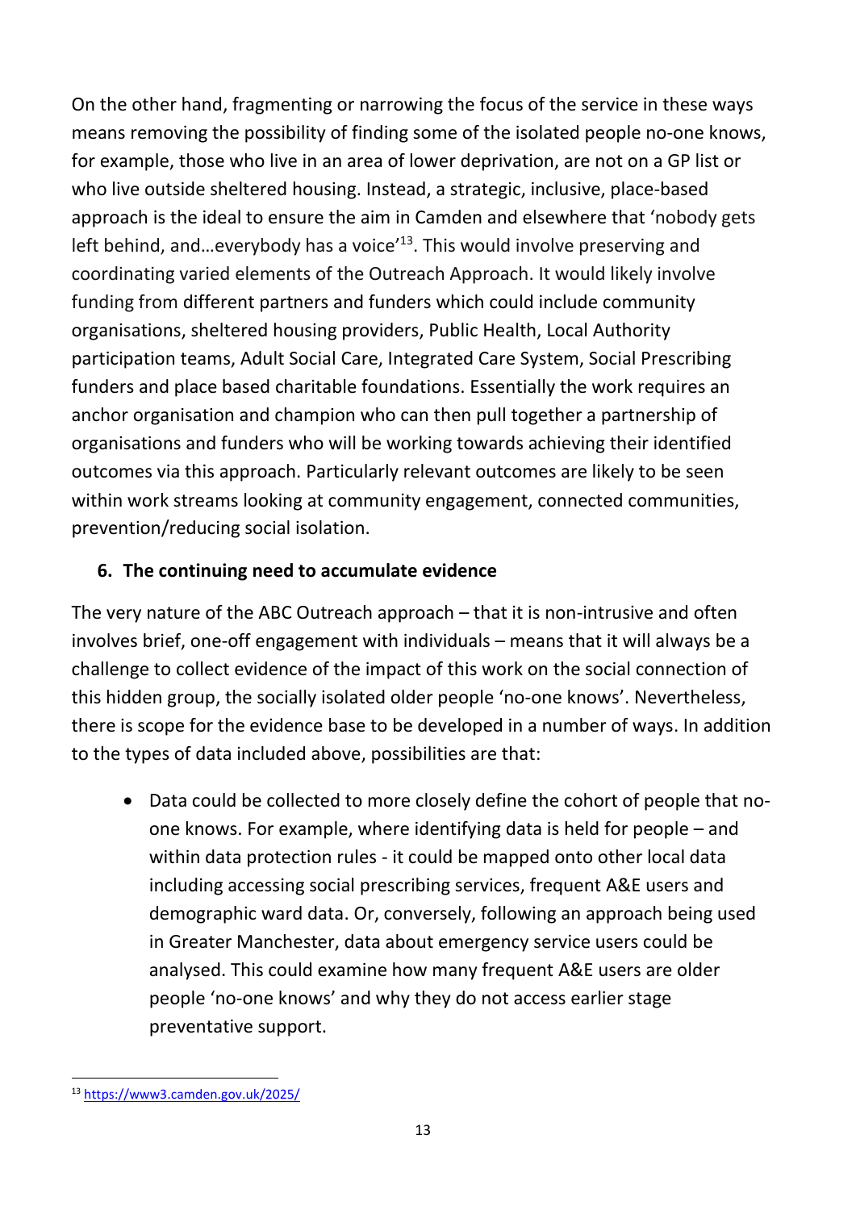On the other hand, fragmenting or narrowing the focus of the service in these ways means removing the possibility of finding some of the isolated people no-one knows, for example, those who live in an area of lower deprivation, are not on a GP list or who live outside sheltered housing. Instead, a strategic, inclusive, place-based approach is the ideal to ensure the aim in Camden and elsewhere that 'nobody gets left behind, and…everybody has a voice'[13]. This would involve preserving and coordinating varied elements of the Outreach Approach. It would likely involve funding from different partners and funders which could include community organisations, sheltered housing providers, Public Health, Local Authority participation teams, Adult Social Care, Integrated Care System, Social Prescribing funders and place based charitable foundations. Essentially the work requires an anchor organisation and champion who can then pull together a partnership of organisations and funders who will be working towards achieving their identified outcomes via this approach. Particularly relevant outcomes are likely to be seen within work streams looking at community engagement, connected communities, prevention/reducing social isolation.

## 6. The continuing need to accumulate evidence

The very nature of the ABC Outreach approach – that it is non-intrusive and often involves brief, one-off engagement with individuals – means that it will always be a challenge to collect evidence of the impact of this work on the social connection of this hidden group, the socially isolated older people 'no-one knows'. Nevertheless, there is scope for the evidence base to be developed in a number of ways. In addition to the types of data included above, possibilities are that:

- Data could be collected to more closely define the cohort of people that no-one knows. For example, where identifying data is held for people – and within data protection rules - it could be mapped onto other local data including accessing social prescribing services, frequent A&E users and demographic ward data. Or, conversely, following an approach being used in Greater Manchester, data about emergency service users could be analysed. This could examine how many frequent A&E users are older people 'no-one knows' and why they do not access earlier stage preventative support.

[13] https://www3.camden.gov.uk/2025/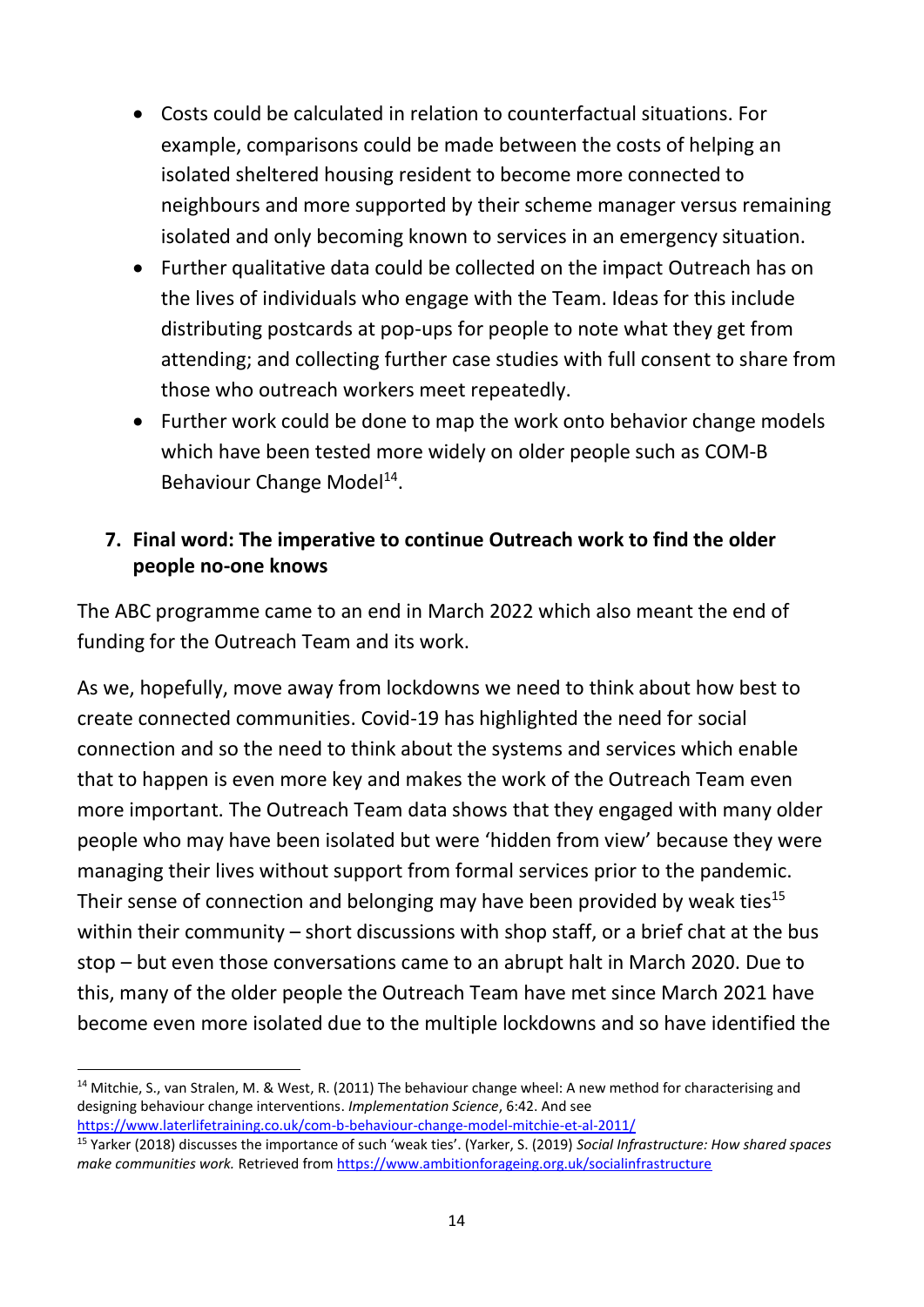- Costs could be calculated in relation to counterfactual situations. For example, comparisons could be made between the costs of helping an isolated sheltered housing resident to become more connected to neighbours and more supported by their scheme manager versus remaining isolated and only becoming known to services in an emergency situation.
- Further qualitative data could be collected on the impact Outreach has on the lives of individuals who engage with the Team. Ideas for this include distributing postcards at pop-ups for people to note what they get from attending; and collecting further case studies with full consent to share from those who outreach workers meet repeatedly.
- Further work could be done to map the work onto behavior change models which have been tested more widely on older people such as COM-B Behaviour Change Model[14].

## 7. Final word: The imperative to continue Outreach work to find the older people no-one knows

The ABC programme came to an end in March 2022 which also meant the end of funding for the Outreach Team and its work.

As we, hopefully, move away from lockdowns we need to think about how best to create connected communities. Covid-19 has highlighted the need for social connection and so the need to think about the systems and services which enable that to happen is even more key and makes the work of the Outreach Team even more important. The Outreach Team data shows that they engaged with many older people who may have been isolated but were 'hidden from view' because they were managing their lives without support from formal services prior to the pandemic. Their sense of connection and belonging may have been provided by weak ties[15] within their community – short discussions with shop staff, or a brief chat at the bus stop – but even those conversations came to an abrupt halt in March 2020. Due to this, many of the older people the Outreach Team have met since March 2021 have become even more isolated due to the multiple lockdowns and so have identified the

---

[14] Mitchie, S., van Stralen, M. & West, R. (2011) The behaviour change wheel: A new method for characterising and designing behaviour change interventions. *Implementation Science*, 6:42. And see https://www.laterlifetraining.co.uk/com-b-behaviour-change-model-mitchie-et-al-2011/

[15] Yarker (2018) discusses the importance of such 'weak ties'. (Yarker, S. (2019) *Social Infrastructure: How shared spaces make communities work.* Retrieved from https://www.ambitionforageing.org.uk/socialinfrastructure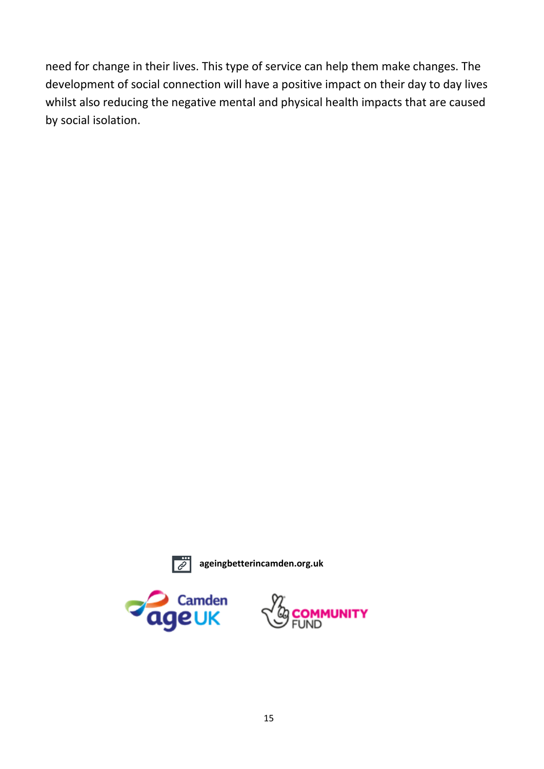need for change in their lives. This type of service can help them make changes. The development of social connection will have a positive impact on their day to day lives whilst also reducing the negative mental and physical health impacts that are caused by social isolation.

**ageingbetterincamden.org.uk**